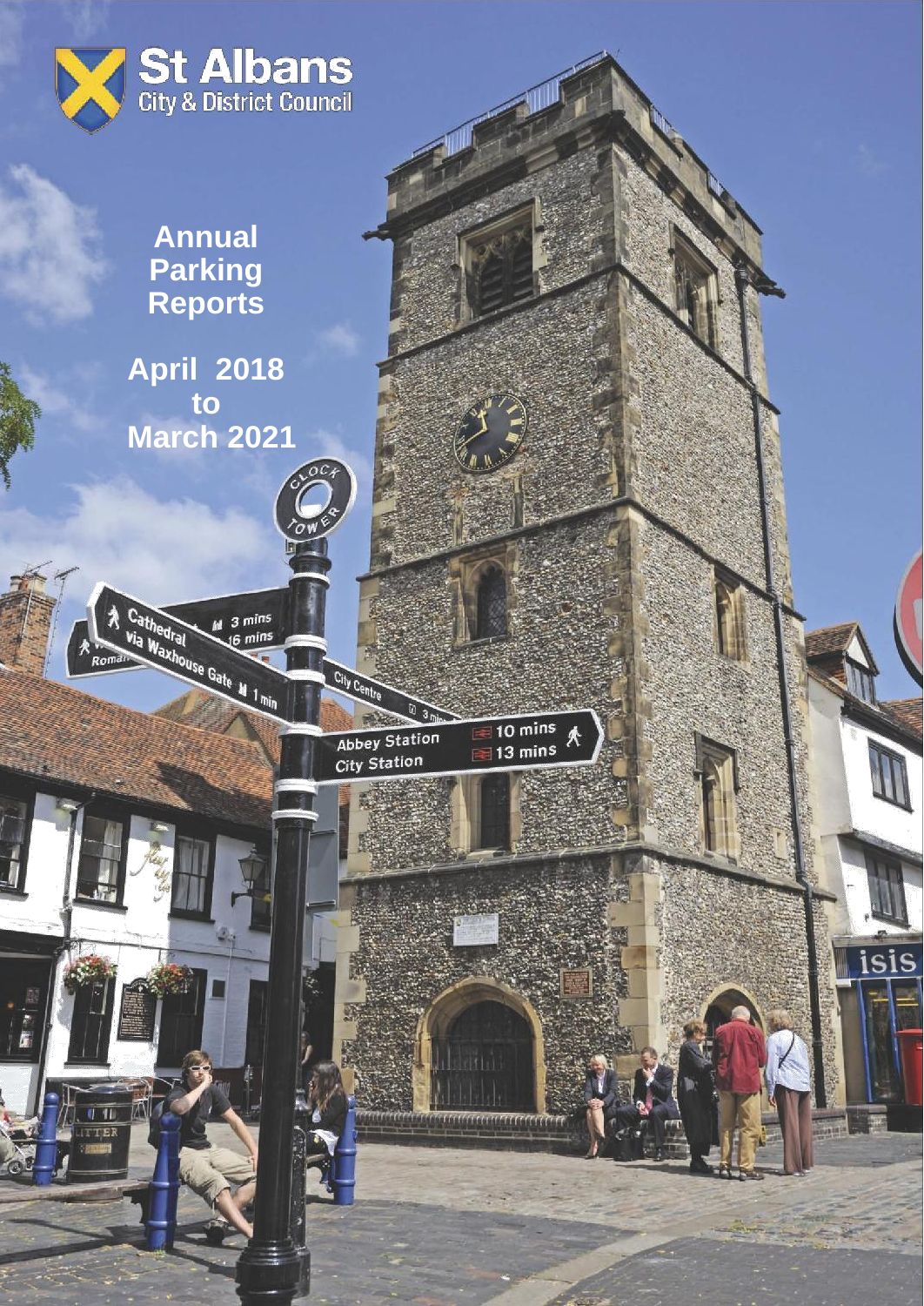St Albans
City & District Council

# Annual Parking Reports

## April 2018 to March 2021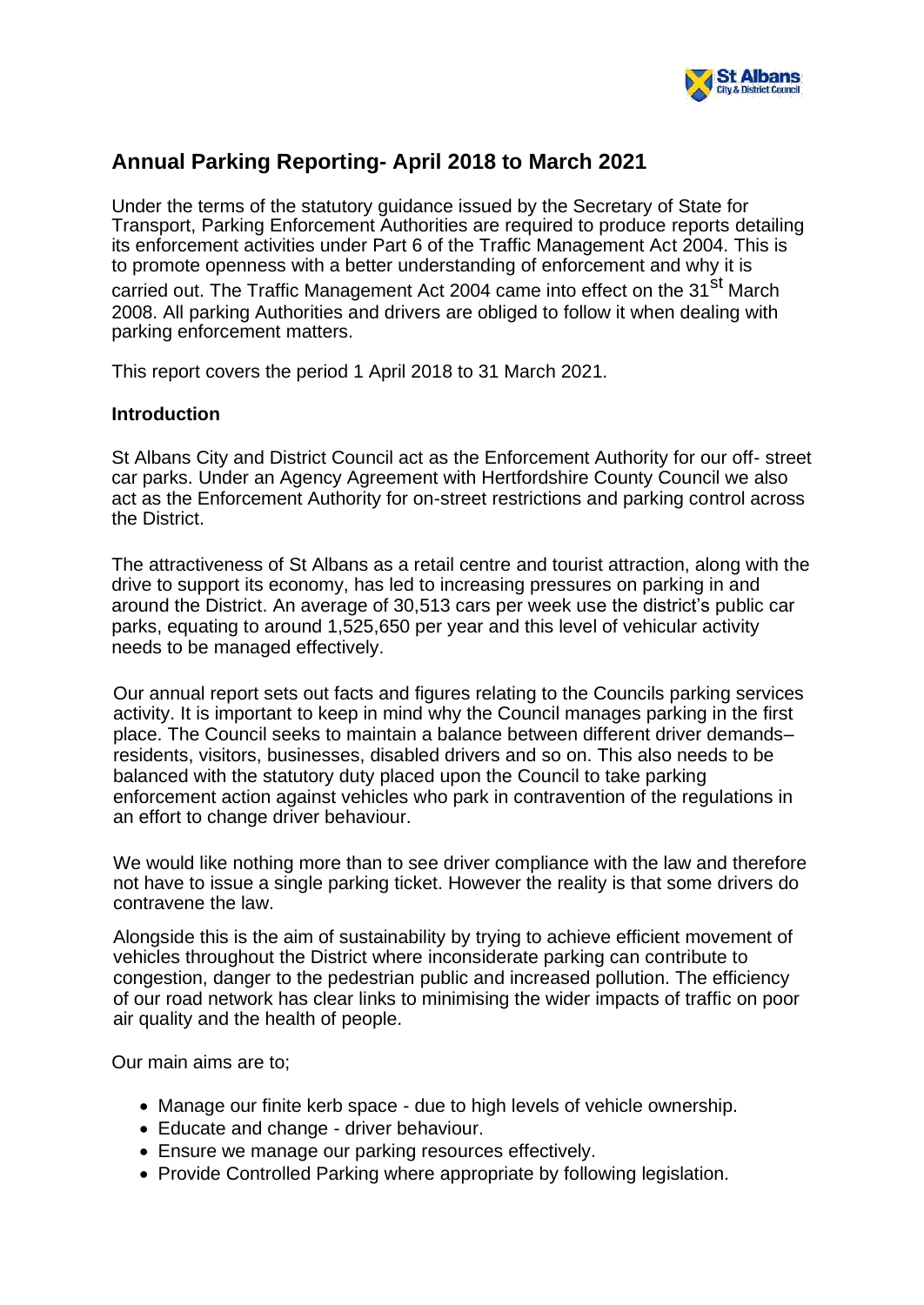# Annual Parking Reporting- April 2018 to March 2021

Under the terms of the statutory guidance issued by the Secretary of State for Transport, Parking Enforcement Authorities are required to produce reports detailing its enforcement activities under Part 6 of the Traffic Management Act 2004. This is to promote openness with a better understanding of enforcement and why it is carried out. The Traffic Management Act 2004 came into effect on the 31st March 2008. All parking Authorities and drivers are obliged to follow it when dealing with parking enforcement matters.

This report covers the period 1 April 2018 to 31 March 2021.

**Introduction**

St Albans City and District Council act as the Enforcement Authority for our off- street car parks. Under an Agency Agreement with Hertfordshire County Council we also act as the Enforcement Authority for on-street restrictions and parking control across the District.

The attractiveness of St Albans as a retail centre and tourist attraction, along with the drive to support its economy, has led to increasing pressures on parking in and around the District. An average of 30,513 cars per week use the district's public car parks, equating to around 1,525,650 per year and this level of vehicular activity needs to be managed effectively.

Our annual report sets out facts and figures relating to the Councils parking services activity. It is important to keep in mind why the Council manages parking in the first place. The Council seeks to maintain a balance between different driver demands– residents, visitors, businesses, disabled drivers and so on. This also needs to be balanced with the statutory duty placed upon the Council to take parking enforcement action against vehicles who park in contravention of the regulations in an effort to change driver behaviour.

We would like nothing more than to see driver compliance with the law and therefore not have to issue a single parking ticket. However the reality is that some drivers do contravene the law.

Alongside this is the aim of sustainability by trying to achieve efficient movement of vehicles throughout the District where inconsiderate parking can contribute to congestion, danger to the pedestrian public and increased pollution. The efficiency of our road network has clear links to minimising the wider impacts of traffic on poor air quality and the health of people.

Our main aims are to;

- Manage our finite kerb space - due to high levels of vehicle ownership.
- Educate and change - driver behaviour.
- Ensure we manage our parking resources effectively.
- Provide Controlled Parking where appropriate by following legislation.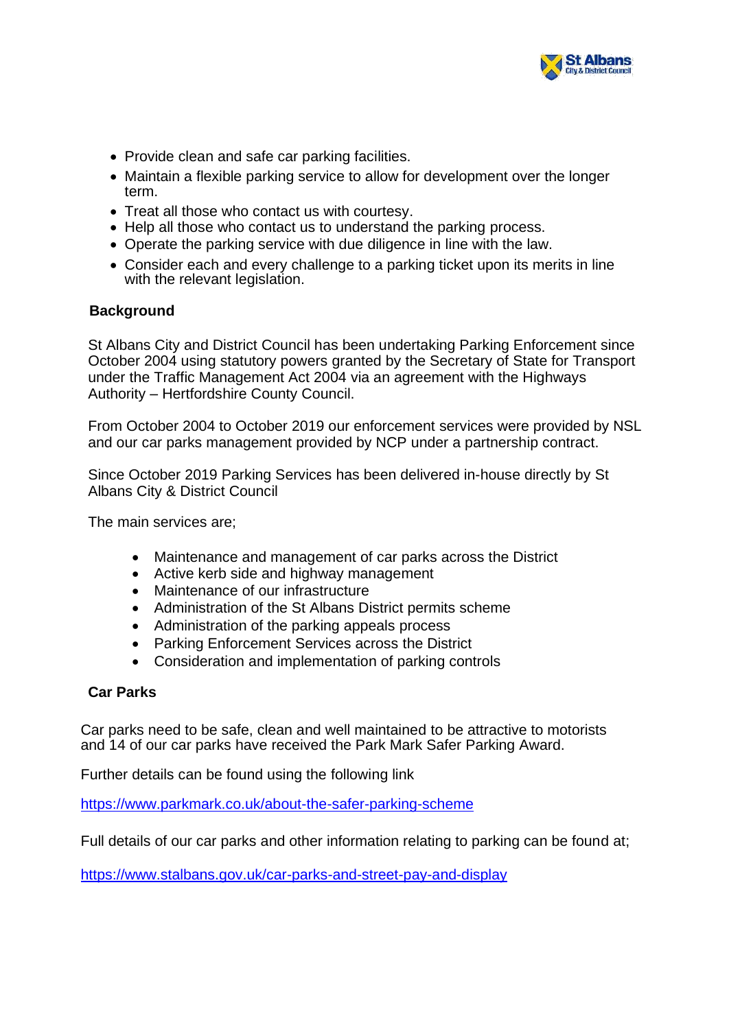- Provide clean and safe car parking facilities.
- Maintain a flexible parking service to allow for development over the longer term.
- Treat all those who contact us with courtesy.
- Help all those who contact us to understand the parking process.
- Operate the parking service with due diligence in line with the law.
- Consider each and every challenge to a parking ticket upon its merits in line with the relevant legislation.

## Background

St Albans City and District Council has been undertaking Parking Enforcement since October 2004 using statutory powers granted by the Secretary of State for Transport under the Traffic Management Act 2004 via an agreement with the Highways Authority – Hertfordshire County Council.

From October 2004 to October 2019 our enforcement services were provided by NSL and our car parks management provided by NCP under a partnership contract.

Since October 2019 Parking Services has been delivered in-house directly by St Albans City & District Council

The main services are;

- Maintenance and management of car parks across the District
- Active kerb side and highway management
- Maintenance of our infrastructure
- Administration of the St Albans District permits scheme
- Administration of the parking appeals process
- Parking Enforcement Services across the District
- Consideration and implementation of parking controls

## Car Parks

Car parks need to be safe, clean and well maintained to be attractive to motorists and 14 of our car parks have received the Park Mark Safer Parking Award.

Further details can be found using the following link

https://www.parkmark.co.uk/about-the-safer-parking-scheme

Full details of our car parks and other information relating to parking can be found at;

https://www.stalbans.gov.uk/car-parks-and-street-pay-and-display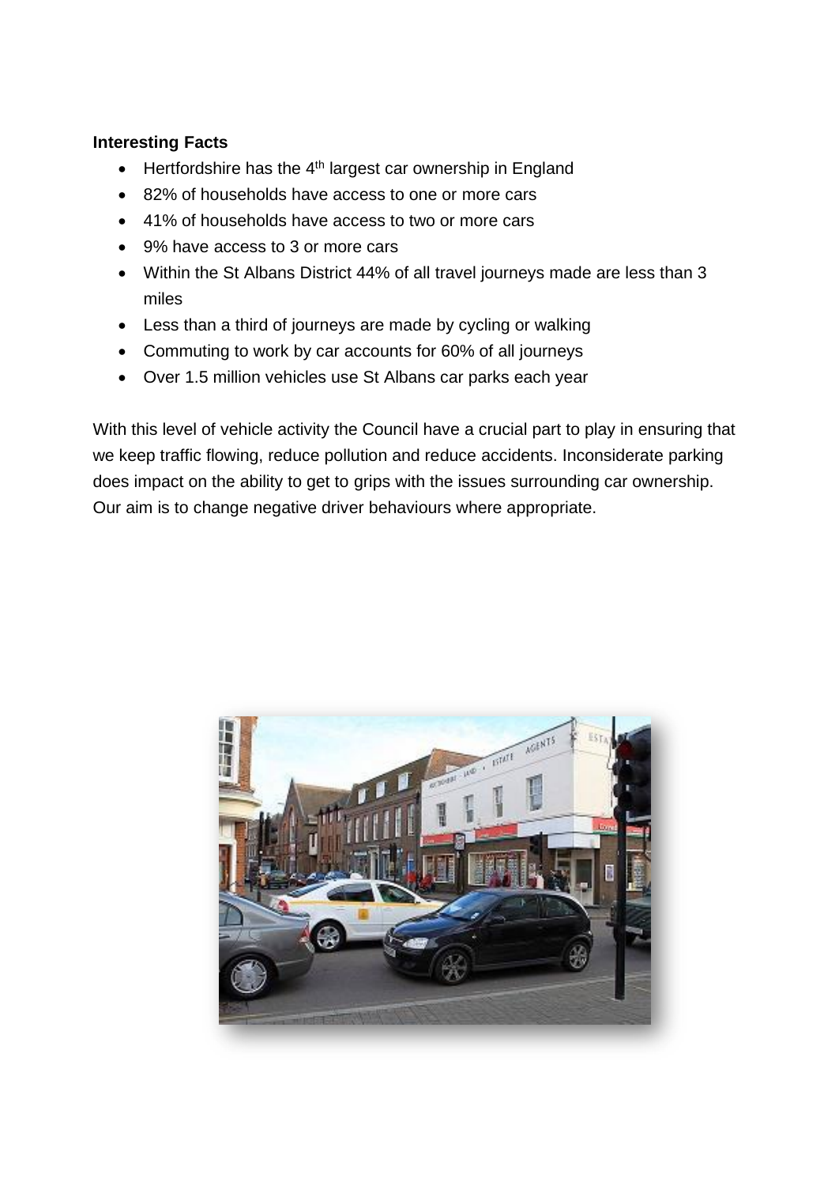**Interesting Facts**

- Hertfordshire has the 4th largest car ownership in England
- 82% of households have access to one or more cars
- 41% of households have access to two or more cars
- 9% have access to 3 or more cars
- Within the St Albans District 44% of all travel journeys made are less than 3 miles
- Less than a third of journeys are made by cycling or walking
- Commuting to work by car accounts for 60% of all journeys
- Over 1.5 million vehicles use St Albans car parks each year

With this level of vehicle activity the Council have a crucial part to play in ensuring that we keep traffic flowing, reduce pollution and reduce accidents. Inconsiderate parking does impact on the ability to get to grips with the issues surrounding car ownership. Our aim is to change negative driver behaviours where appropriate.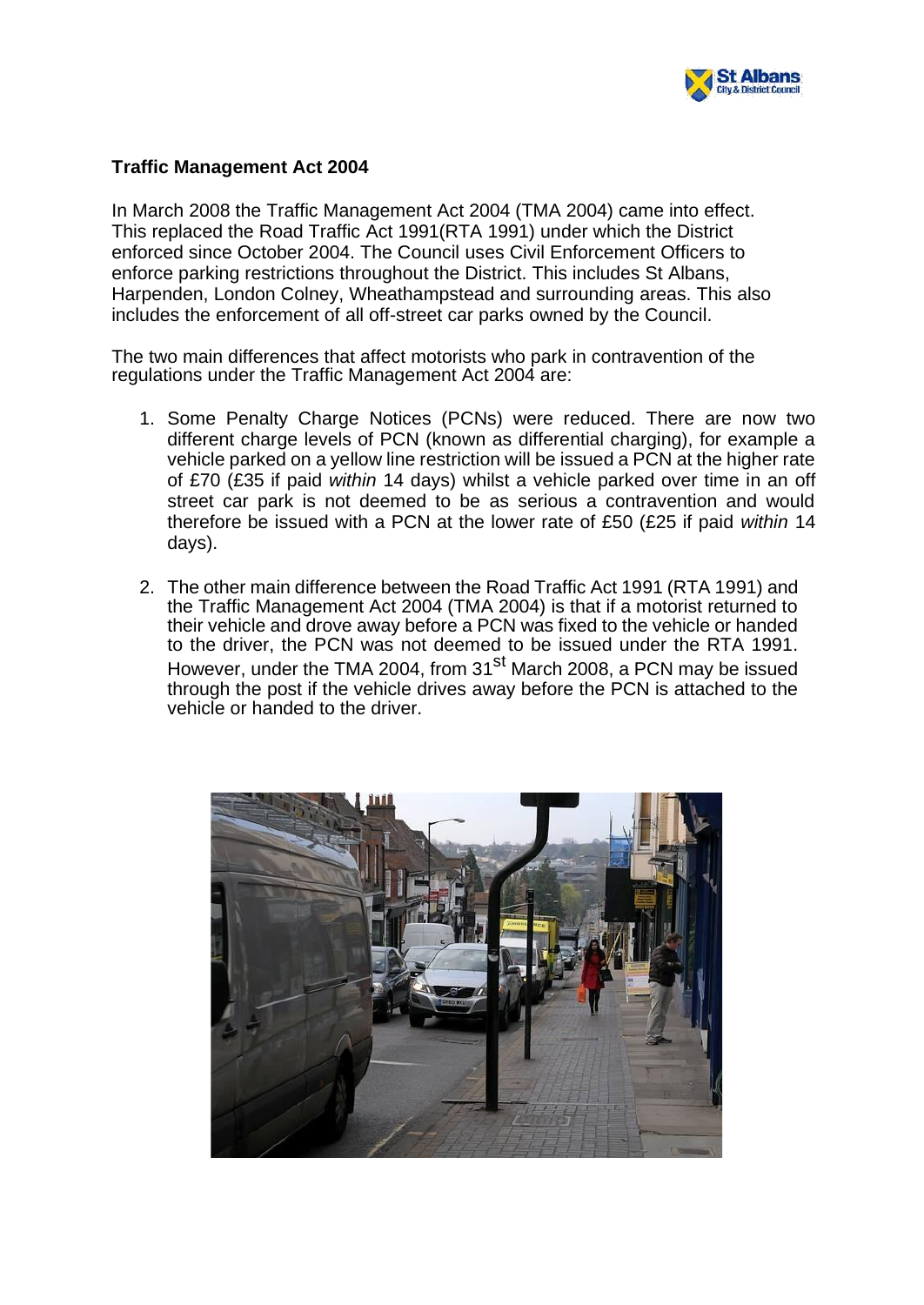**Traffic Management Act 2004**

In March 2008 the Traffic Management Act 2004 (TMA 2004) came into effect. This replaced the Road Traffic Act 1991(RTA 1991) under which the District enforced since October 2004. The Council uses Civil Enforcement Officers to enforce parking restrictions throughout the District. This includes St Albans, Harpenden, London Colney, Wheathampstead and surrounding areas. This also includes the enforcement of all off-street car parks owned by the Council.

The two main differences that affect motorists who park in contravention of the regulations under the Traffic Management Act 2004 are:

1. Some Penalty Charge Notices (PCNs) were reduced. There are now two different charge levels of PCN (known as differential charging), for example a vehicle parked on a yellow line restriction will be issued a PCN at the higher rate of £70 (£35 if paid *within* 14 days) whilst a vehicle parked over time in an off street car park is not deemed to be as serious a contravention and would therefore be issued with a PCN at the lower rate of £50 (£25 if paid *within* 14 days).

2. The other main difference between the Road Traffic Act 1991 (RTA 1991) and the Traffic Management Act 2004 (TMA 2004) is that if a motorist returned to their vehicle and drove away before a PCN was fixed to the vehicle or handed to the driver, the PCN was not deemed to be issued under the RTA 1991. However, under the TMA 2004, from 31st March 2008, a PCN may be issued through the post if the vehicle drives away before the PCN is attached to the vehicle or handed to the driver.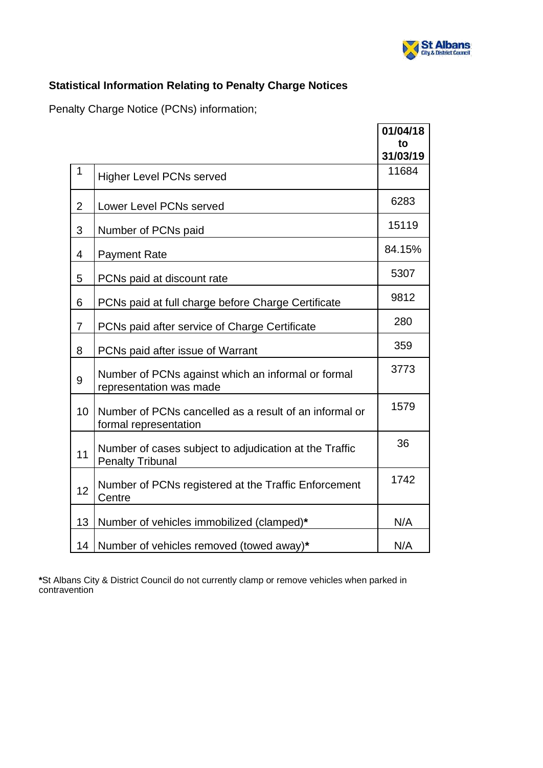**Statistical Information Relating to Penalty Charge Notices**

Penalty Charge Notice (PCNs) information;

| | | 01/04/18 to 31/03/19 |
|---|---|---|
| 1 | Higher Level PCNs served | 11684 |
| 2 | Lower Level PCNs served | 6283 |
| 3 | Number of PCNs paid | 15119 |
| 4 | Payment Rate | 84.15% |
| 5 | PCNs paid at discount rate | 5307 |
| 6 | PCNs paid at full charge before Charge Certificate | 9812 |
| 7 | PCNs paid after service of Charge Certificate | 280 |
| 8 | PCNs paid after issue of Warrant | 359 |
| 9 | Number of PCNs against which an informal or formal representation was made | 3773 |
| 10 | Number of PCNs cancelled as a result of an informal or formal representation | 1579 |
| 11 | Number of cases subject to adjudication at the Traffic Penalty Tribunal | 36 |
| 12 | Number of PCNs registered at the Traffic Enforcement Centre | 1742 |
| 13 | Number of vehicles immobilized (clamped)* | N/A |
| 14 | Number of vehicles removed (towed away)* | N/A |

***St Albans City & District Council do not currently clamp or remove vehicles when parked in contravention**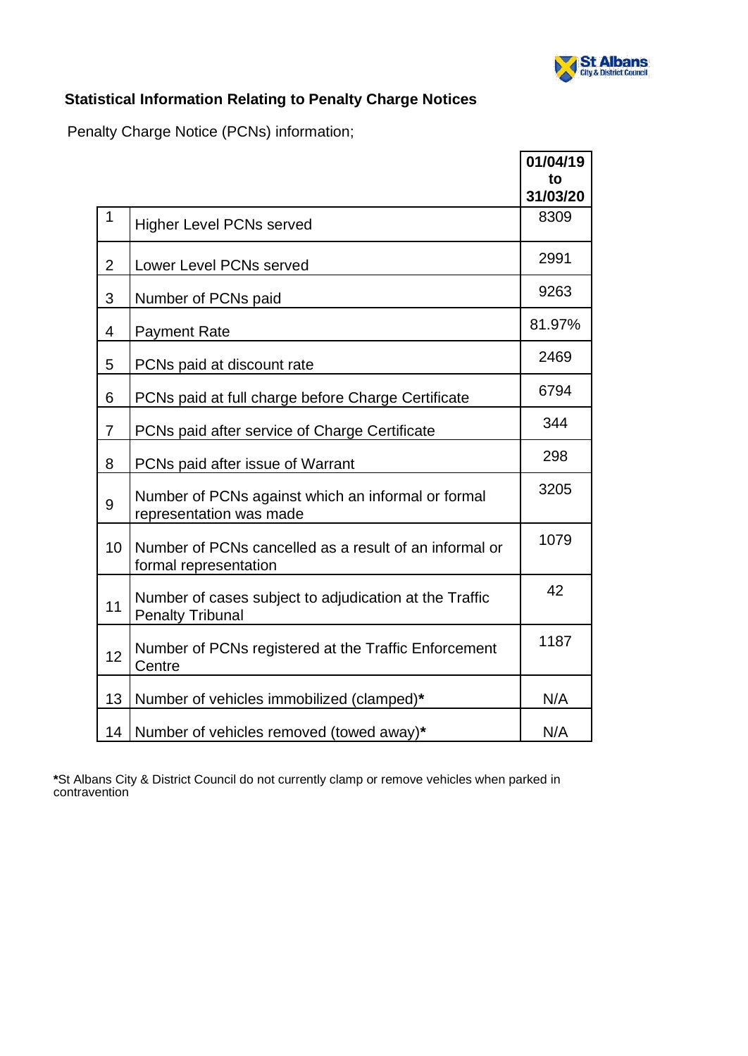## Statistical Information Relating to Penalty Charge Notices

Penalty Charge Notice (PCNs) information;

| | | 01/04/19 to 31/03/20 |
|---|---|---|
| 1 | Higher Level PCNs served | 8309 |
| 2 | Lower Level PCNs served | 2991 |
| 3 | Number of PCNs paid | 9263 |
| 4 | Payment Rate | 81.97% |
| 5 | PCNs paid at discount rate | 2469 |
| 6 | PCNs paid at full charge before Charge Certificate | 6794 |
| 7 | PCNs paid after service of Charge Certificate | 344 |
| 8 | PCNs paid after issue of Warrant | 298 |
| 9 | Number of PCNs against which an informal or formal representation was made | 3205 |
| 10 | Number of PCNs cancelled as a result of an informal or formal representation | 1079 |
| 11 | Number of cases subject to adjudication at the Traffic Penalty Tribunal | 42 |
| 12 | Number of PCNs registered at the Traffic Enforcement Centre | 1187 |
| 13 | Number of vehicles immobilized (clamped)* | N/A |
| 14 | Number of vehicles removed (towed away)* | N/A |

*St Albans City & District Council do not currently clamp or remove vehicles when parked in contravention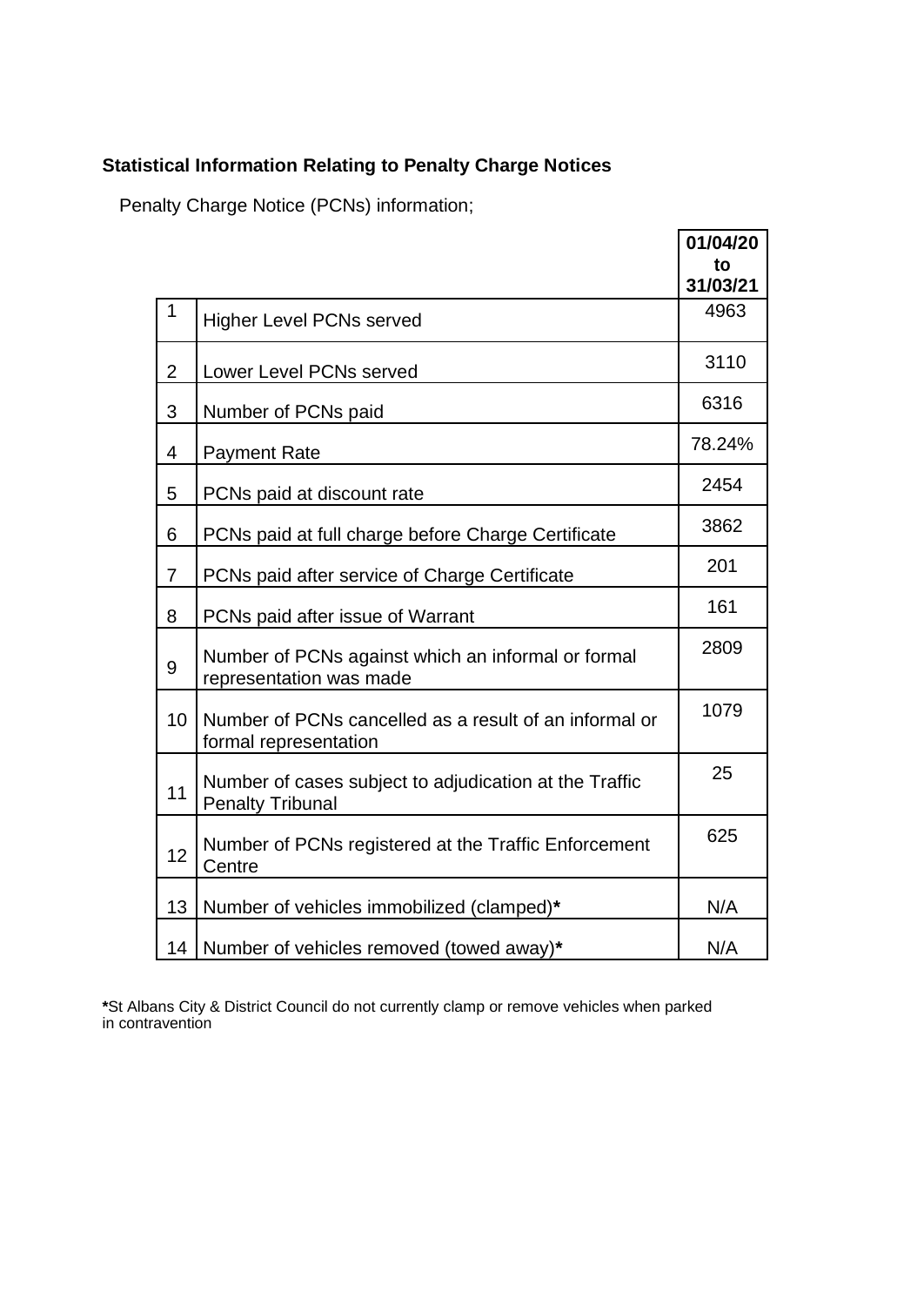**Statistical Information Relating to Penalty Charge Notices**

Penalty Charge Notice (PCNs) information;

| | | **01/04/20 to 31/03/21** |
|---|---|---|
| 1 | Higher Level PCNs served | 4963 |
| 2 | Lower Level PCNs served | 3110 |
| 3 | Number of PCNs paid | 6316 |
| 4 | Payment Rate | 78.24% |
| 5 | PCNs paid at discount rate | 2454 |
| 6 | PCNs paid at full charge before Charge Certificate | 3862 |
| 7 | PCNs paid after service of Charge Certificate | 201 |
| 8 | PCNs paid after issue of Warrant | 161 |
| 9 | Number of PCNs against which an informal or formal representation was made | 2809 |
| 10 | Number of PCNs cancelled as a result of an informal or formal representation | 1079 |
| 11 | Number of cases subject to adjudication at the Traffic Penalty Tribunal | 25 |
| 12 | Number of PCNs registered at the Traffic Enforcement Centre | 625 |
| 13 | Number of vehicles immobilized (clamped)**\*** | N/A |
| 14 | Number of vehicles removed (towed away)**\*** | N/A |

**\***St Albans City & District Council do not currently clamp or remove vehicles when parked in contravention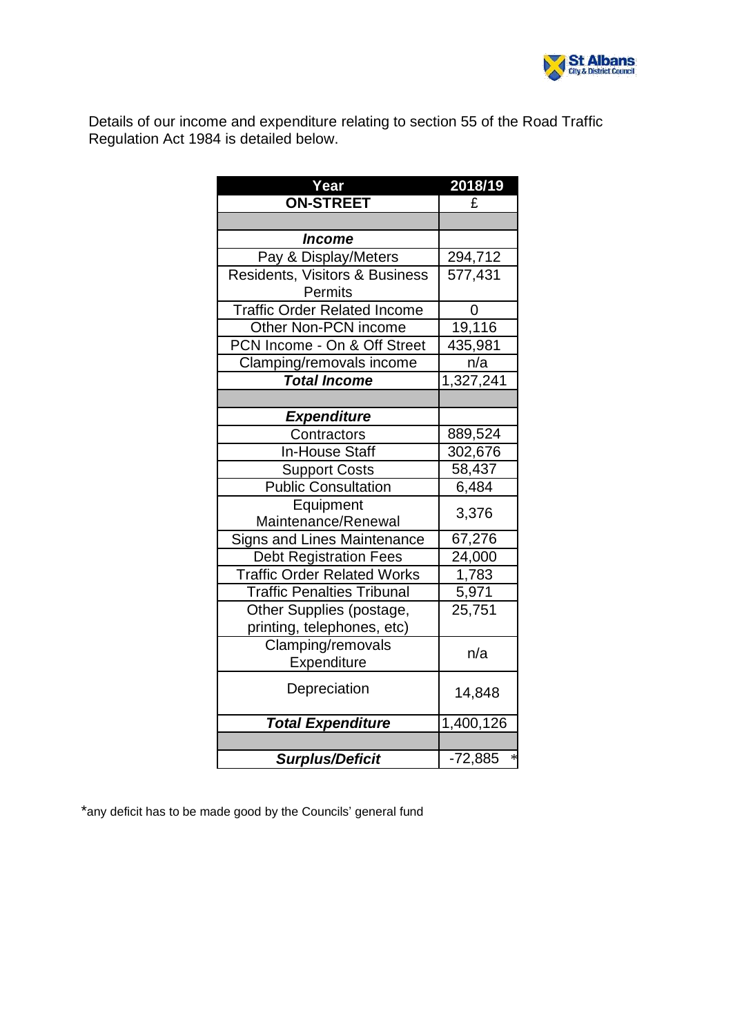Details of our income and expenditure relating to section 55 of the Road Traffic Regulation Act 1984 is detailed below.

| Year | 2018/19 |
|---|---|
| **ON-STREET** | £ |
| | |
| ***Income*** | |
| Pay & Display/Meters | 294,712 |
| Residents, Visitors & Business Permits | 577,431 |
| Traffic Order Related Income | 0 |
| Other Non-PCN income | 19,116 |
| PCN Income - On & Off Street | 435,981 |
| Clamping/removals income | n/a |
| ***Total Income*** | 1,327,241 |
| | |
| ***Expenditure*** | |
| Contractors | 889,524 |
| In-House Staff | 302,676 |
| Support Costs | 58,437 |
| Public Consultation | 6,484 |
| Equipment Maintenance/Renewal | 3,376 |
| Signs and Lines Maintenance | 67,276 |
| Debt Registration Fees | 24,000 |
| Traffic Order Related Works | 1,783 |
| Traffic Penalties Tribunal | 5,971 |
| Other Supplies (postage, printing, telephones, etc) | 25,751 |
| Clamping/removals Expenditure | n/a |
| Depreciation | 14,848 |
| ***Total Expenditure*** | 1,400,126 |
| | |
| ***Surplus/Deficit*** | -72,885 * |

*any deficit has to be made good by the Councils' general fund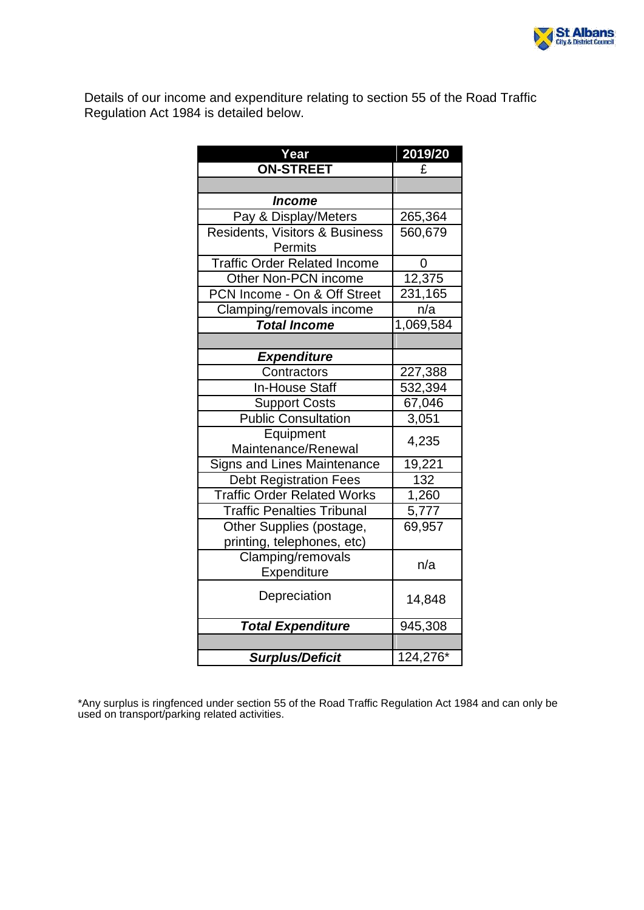Details of our income and expenditure relating to section 55 of the Road Traffic Regulation Act 1984 is detailed below.

| Year | 2019/20 |
|---|---|
| **ON-STREET** | £ |
| | |
| ***Income*** | |
| Pay & Display/Meters | 265,364 |
| Residents, Visitors & Business Permits | 560,679 |
| Traffic Order Related Income | 0 |
| Other Non-PCN income | 12,375 |
| PCN Income - On & Off Street | 231,165 |
| Clamping/removals income | n/a |
| ***Total Income*** | 1,069,584 |
| | |
| ***Expenditure*** | |
| Contractors | 227,388 |
| In-House Staff | 532,394 |
| Support Costs | 67,046 |
| Public Consultation | 3,051 |
| Equipment Maintenance/Renewal | 4,235 |
| Signs and Lines Maintenance | 19,221 |
| Debt Registration Fees | 132 |
| Traffic Order Related Works | 1,260 |
| Traffic Penalties Tribunal | 5,777 |
| Other Supplies (postage, printing, telephones, etc) | 69,957 |
| Clamping/removals Expenditure | n/a |
| Depreciation | 14,848 |
| ***Total Expenditure*** | 945,308 |
| | |
| ***Surplus/Deficit*** | 124,276* |

*Any surplus is ringfenced under section 55 of the Road Traffic Regulation Act 1984 and can only be used on transport/parking related activities.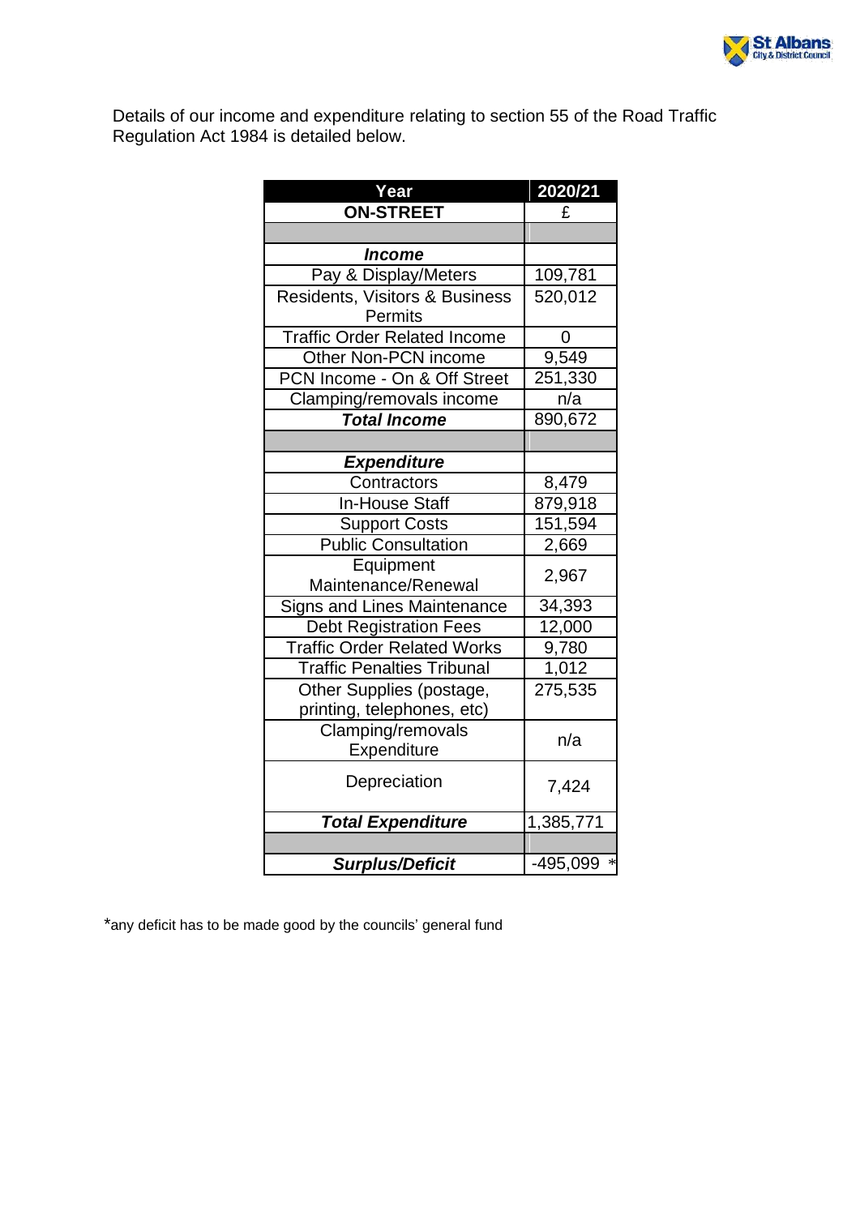Details of our income and expenditure relating to section 55 of the Road Traffic Regulation Act 1984 is detailed below.

| Year | 2020/21 |
|---|---|
| **ON-STREET** | £ |
| | |
| ***Income*** | |
| Pay & Display/Meters | 109,781 |
| Residents, Visitors & Business Permits | 520,012 |
| Traffic Order Related Income | 0 |
| Other Non-PCN income | 9,549 |
| PCN Income - On & Off Street | 251,330 |
| Clamping/removals income | n/a |
| ***Total Income*** | 890,672 |
| | |
| ***Expenditure*** | |
| Contractors | 8,479 |
| In-House Staff | 879,918 |
| Support Costs | 151,594 |
| Public Consultation | 2,669 |
| Equipment Maintenance/Renewal | 2,967 |
| Signs and Lines Maintenance | 34,393 |
| Debt Registration Fees | 12,000 |
| Traffic Order Related Works | 9,780 |
| Traffic Penalties Tribunal | 1,012 |
| Other Supplies (postage, printing, telephones, etc) | 275,535 |
| Clamping/removals Expenditure | n/a |
| Depreciation | 7,424 |
| ***Total Expenditure*** | 1,385,771 |
| | |
| ***Surplus/Deficit*** | -495,099 * |

*any deficit has to be made good by the councils' general fund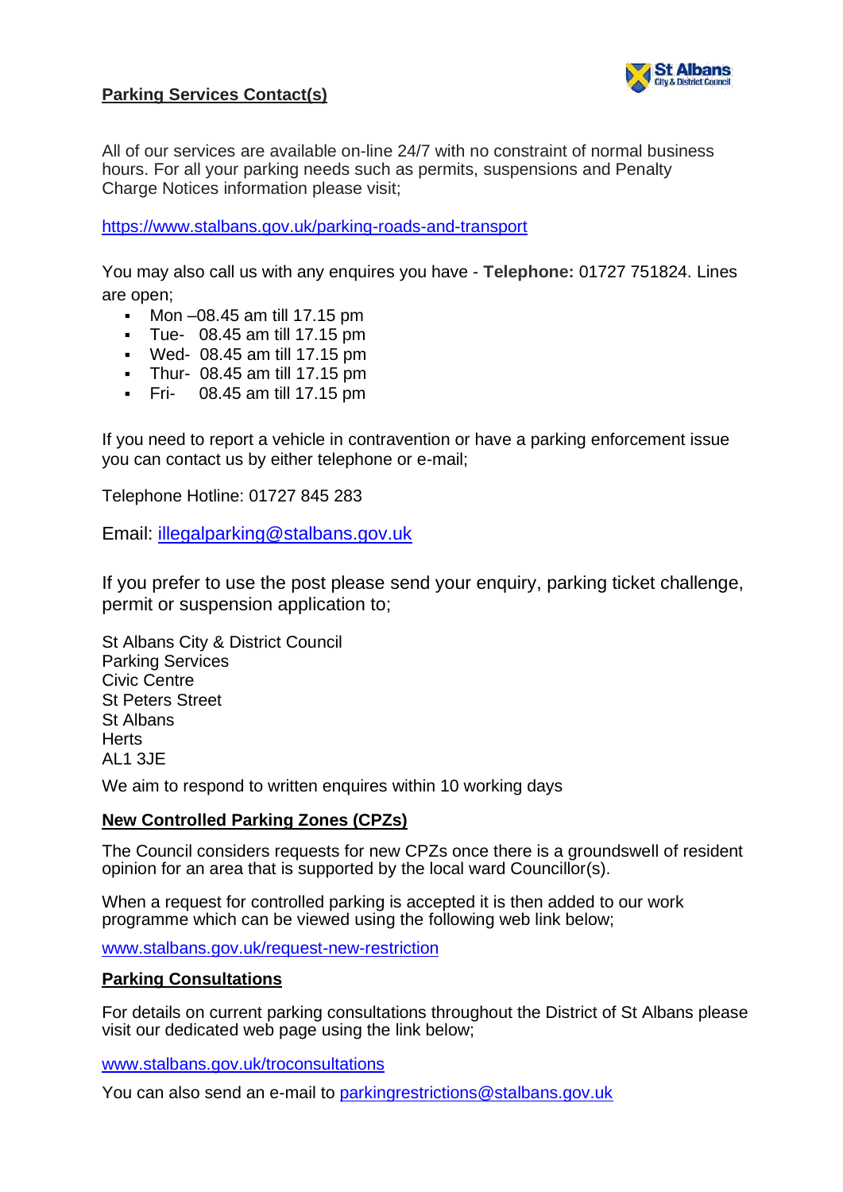## Parking Services Contact(s)

All of our services are available on-line 24/7 with no constraint of normal business hours. For all your parking needs such as permits, suspensions and Penalty Charge Notices information please visit;

https://www.stalbans.gov.uk/parking-roads-and-transport

You may also call us with any enquires you have - **Telephone:** 01727 751824. Lines are open;

- Mon –08.45 am till 17.15 pm
- Tue- 08.45 am till 17.15 pm
- Wed- 08.45 am till 17.15 pm
- Thur- 08.45 am till 17.15 pm
- Fri- 08.45 am till 17.15 pm

If you need to report a vehicle in contravention or have a parking enforcement issue you can contact us by either telephone or e-mail;

Telephone Hotline: 01727 845 283

Email: illegalparking@stalbans.gov.uk

If you prefer to use the post please send your enquiry, parking ticket challenge, permit or suspension application to;

St Albans City & District Council
Parking Services
Civic Centre
St Peters Street
St Albans
Herts
AL1 3JE

We aim to respond to written enquires within 10 working days

## New Controlled Parking Zones (CPZs)

The Council considers requests for new CPZs once there is a groundswell of resident opinion for an area that is supported by the local ward Councillor(s).

When a request for controlled parking is accepted it is then added to our work programme which can be viewed using the following web link below;

www.stalbans.gov.uk/request-new-restriction

## Parking Consultations

For details on current parking consultations throughout the District of St Albans please visit our dedicated web page using the link below;

www.stalbans.gov.uk/troconsultations

You can also send an e-mail to parkingrestrictions@stalbans.gov.uk